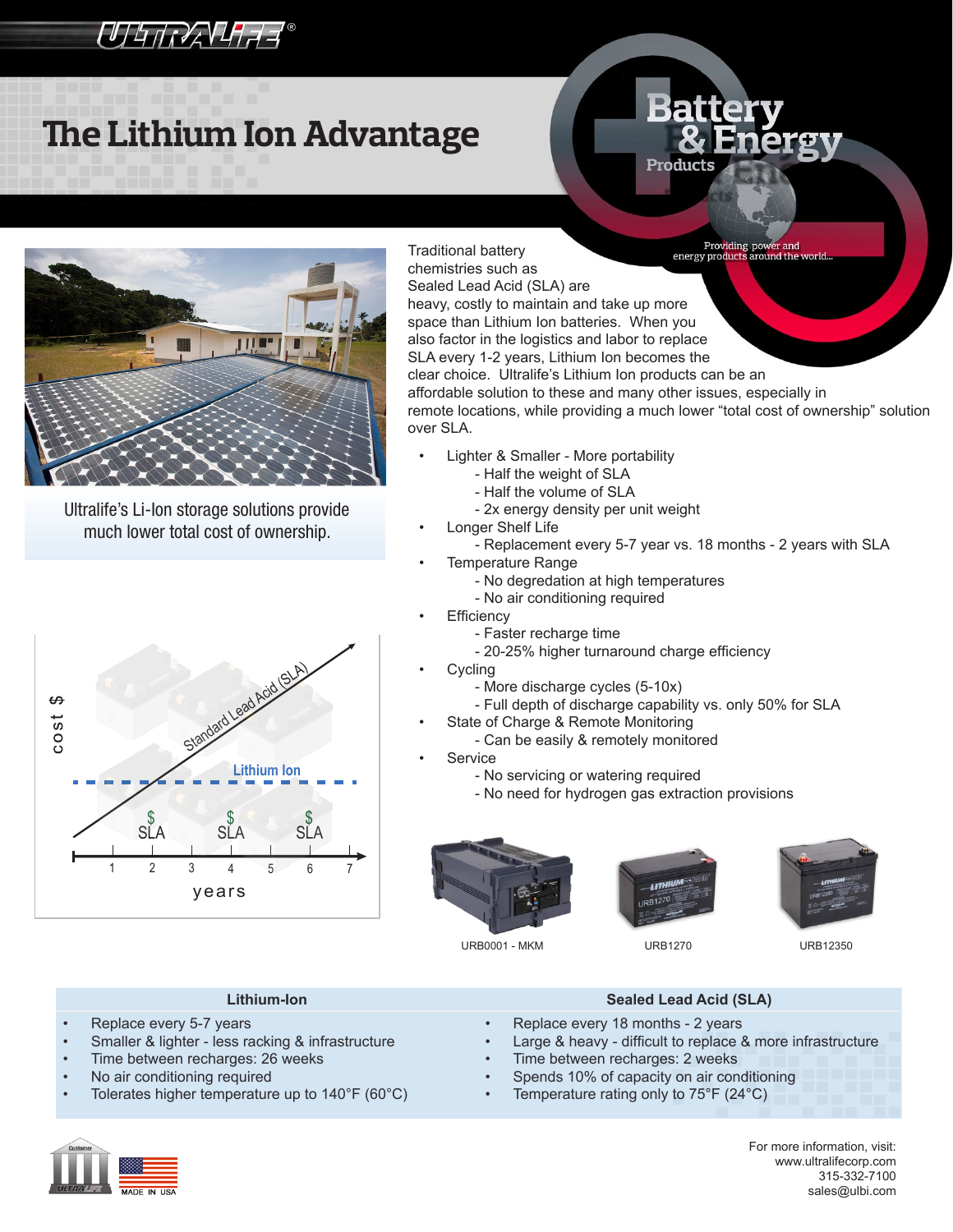# The Lithium Ion Advantage

Battery & Energy Products

Providing power and energy products around the world...

Ultralife's Li-Ion storage solutions provide much lower total cost of ownership.

Traditional battery chemistries such as Sealed Lead Acid (SLA) are heavy, costly to maintain and take up more space than Lithium Ion batteries. When you also factor in the logistics and labor to replace SLA every 1-2 years, Lithium Ion becomes the clear choice. Ultralife's Lithium Ion products can be an affordable solution to these and many other issues, especially in remote locations, while providing a much lower "total cost of ownership" solution over SLA.

- Lighter & Smaller - More portability
  - Half the weight of SLA
  - Half the volume of SLA
  - 2x energy density per unit weight
- Longer Shelf Life
  - Replacement every 5-7 year vs. 18 months - 2 years with SLA
- Temperature Range
  - No degredation at high temperatures
  - No air conditioning required
- Efficiency
  - Faster recharge time
  - 20-25% higher turnaround charge efficiency
- Cycling
  - More discharge cycles (5-10x)
  - Full depth of discharge capability vs. only 50% for SLA
- State of Charge & Remote Monitoring
  - Can be easily & remotely monitored
- Service
  - No servicing or watering required
  - No need for hydrogen gas extraction provisions

URB0001 - MKM

URB1270

URB12350

| Lithium-Ion | Sealed Lead Acid (SLA) |
|---|---|
| • Replace every 5-7 years | • Replace every 18 months - 2 years |
| • Smaller & lighter - less racking & infrastructure | • Large & heavy - difficult to replace & more infrastructure |
| • Time between recharges: 26 weeks | • Time between recharges: 2 weeks |
| • No air conditioning required | • Spends 10% of capacity on air conditioning |
| • Tolerates higher temperature up to 140°F (60°C) | • Temperature rating only to 75°F (24°C) |

For more information, visit:
www.ultralifecorp.com
315-332-7100
sales@ulbi.com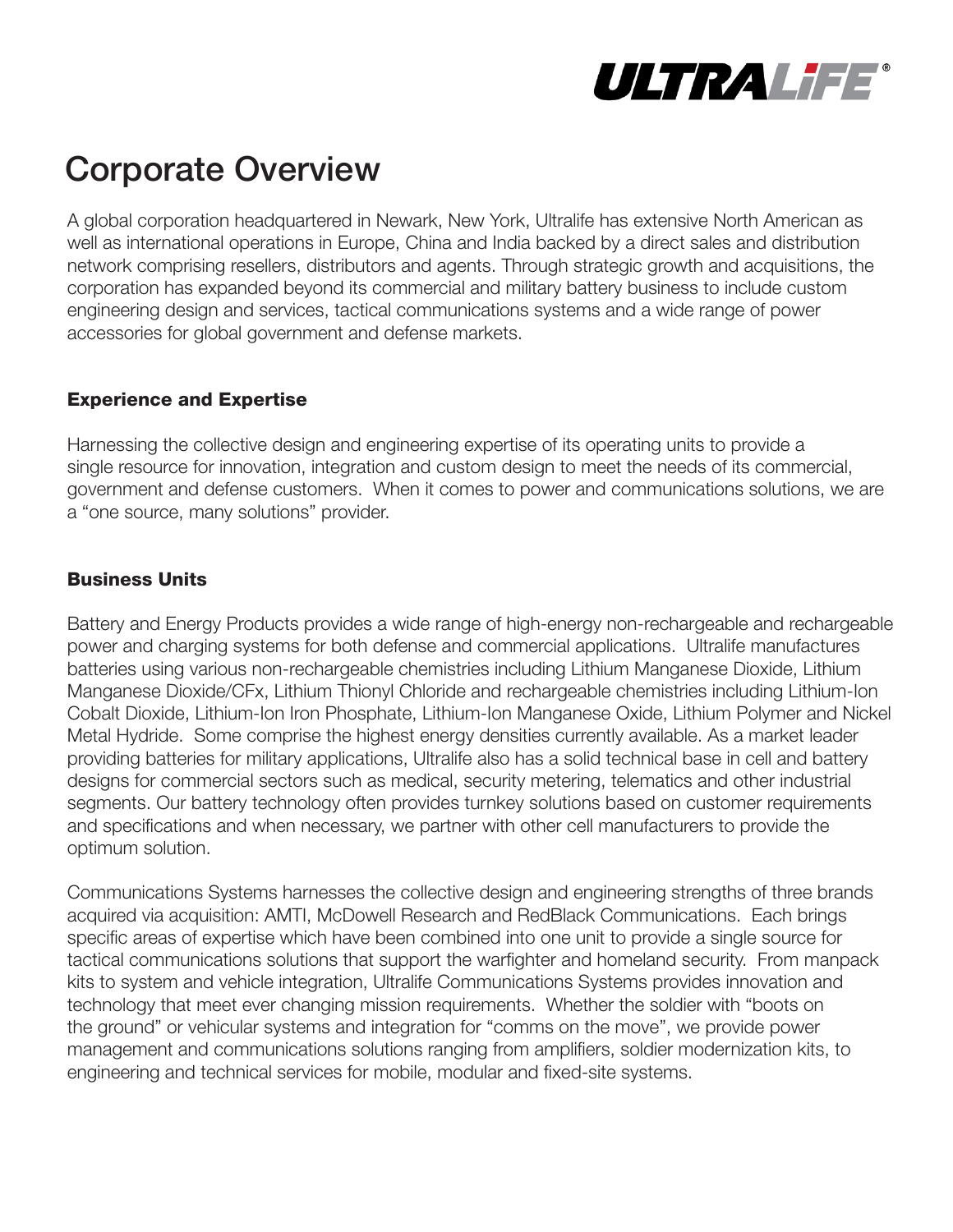ULTRALIFE®

# Corporate Overview

A global corporation headquartered in Newark, New York, Ultralife has extensive North American as well as international operations in Europe, China and India backed by a direct sales and distribution network comprising resellers, distributors and agents. Through strategic growth and acquisitions, the corporation has expanded beyond its commercial and military battery business to include custom engineering design and services, tactical communications systems and a wide range of power accessories for global government and defense markets.

**Experience and Expertise**

Harnessing the collective design and engineering expertise of its operating units to provide a single resource for innovation, integration and custom design to meet the needs of its commercial, government and defense customers. When it comes to power and communications solutions, we are a "one source, many solutions" provider.

**Business Units**

Battery and Energy Products provides a wide range of high-energy non-rechargeable and rechargeable power and charging systems for both defense and commercial applications. Ultralife manufactures batteries using various non-rechargeable chemistries including Lithium Manganese Dioxide, Lithium Manganese Dioxide/CFx, Lithium Thionyl Chloride and rechargeable chemistries including Lithium-Ion Cobalt Dioxide, Lithium-Ion Iron Phosphate, Lithium-Ion Manganese Oxide, Lithium Polymer and Nickel Metal Hydride. Some comprise the highest energy densities currently available. As a market leader providing batteries for military applications, Ultralife also has a solid technical base in cell and battery designs for commercial sectors such as medical, security metering, telematics and other industrial segments. Our battery technology often provides turnkey solutions based on customer requirements and specifications and when necessary, we partner with other cell manufacturers to provide the optimum solution.

Communications Systems harnesses the collective design and engineering strengths of three brands acquired via acquisition: AMTI, McDowell Research and RedBlack Communications. Each brings specific areas of expertise which have been combined into one unit to provide a single source for tactical communications solutions that support the warfighter and homeland security. From manpack kits to system and vehicle integration, Ultralife Communications Systems provides innovation and technology that meet ever changing mission requirements. Whether the soldier with "boots on the ground" or vehicular systems and integration for "comms on the move", we provide power management and communications solutions ranging from amplifiers, soldier modernization kits, to engineering and technical services for mobile, modular and fixed-site systems.